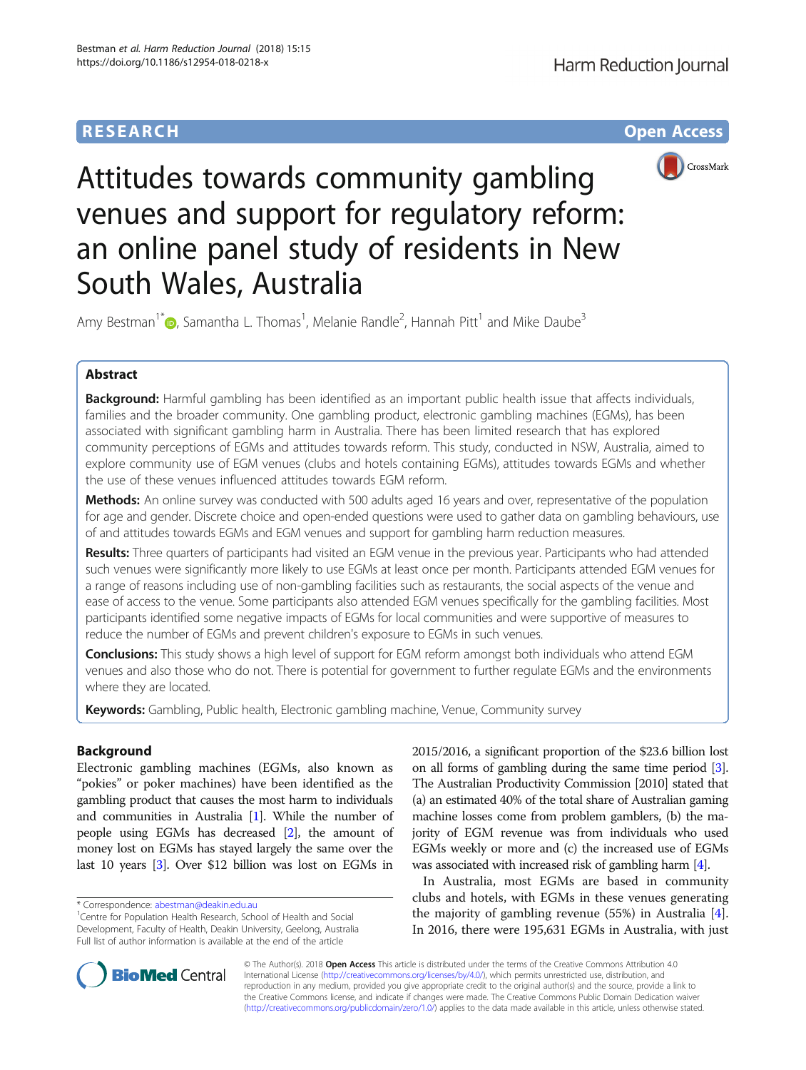RESEARCH

Open Access

# Attitudes towards community gambling venues and support for regulatory reform: an online panel study of residents in New South Wales, Australia

Amy Bestman[1*], Samantha L. Thomas[1], Melanie Randle[2], Hannah Pitt[1] and Mike Daube[3]

## Abstract

**Background:** Harmful gambling has been identified as an important public health issue that affects individuals, families and the broader community. One gambling product, electronic gambling machines (EGMs), has been associated with significant gambling harm in Australia. There has been limited research that has explored community perceptions of EGMs and attitudes towards reform. This study, conducted in NSW, Australia, aimed to explore community use of EGM venues (clubs and hotels containing EGMs), attitudes towards EGMs and whether the use of these venues influenced attitudes towards EGM reform.

**Methods:** An online survey was conducted with 500 adults aged 16 years and over, representative of the population for age and gender. Discrete choice and open-ended questions were used to gather data on gambling behaviours, use of and attitudes towards EGMs and EGM venues and support for gambling harm reduction measures.

**Results:** Three quarters of participants had visited an EGM venue in the previous year. Participants who had attended such venues were significantly more likely to use EGMs at least once per month. Participants attended EGM venues for a range of reasons including use of non-gambling facilities such as restaurants, the social aspects of the venue and ease of access to the venue. Some participants also attended EGM venues specifically for the gambling facilities. Most participants identified some negative impacts of EGMs for local communities and were supportive of measures to reduce the number of EGMs and prevent children's exposure to EGMs in such venues.

**Conclusions:** This study shows a high level of support for EGM reform amongst both individuals who attend EGM venues and also those who do not. There is potential for government to further regulate EGMs and the environments where they are located.

**Keywords:** Gambling, Public health, Electronic gambling machine, Venue, Community survey

## Background

Electronic gambling machines (EGMs, also known as "pokies" or poker machines) have been identified as the gambling product that causes the most harm to individuals and communities in Australia [1]. While the number of people using EGMs has decreased [2], the amount of money lost on EGMs has stayed largely the same over the last 10 years [3]. Over $12 billion was lost on EGMs in 2015/2016, a significant proportion of the $23.6 billion lost on all forms of gambling during the same time period [3]. The Australian Productivity Commission [2010] stated that (a) an estimated 40% of the total share of Australian gaming machine losses come from problem gamblers, (b) the majority of EGM revenue was from individuals who used EGMs weekly or more and (c) the increased use of EGMs was associated with increased risk of gambling harm [4].

In Australia, most EGMs are based in community clubs and hotels, with EGMs in these venues generating the majority of gambling revenue (55%) in Australia [4]. In 2016, there were 195,631 EGMs in Australia, with just

\* Correspondence: abestman@deakin.edu.au
[1]Centre for Population Health Research, School of Health and Social Development, Faculty of Health, Deakin University, Geelong, Australia
Full list of author information is available at the end of the article

© The Author(s). 2018 **Open Access** This article is distributed under the terms of the Creative Commons Attribution 4.0 International License (http://creativecommons.org/licenses/by/4.0/), which permits unrestricted use, distribution, and reproduction in any medium, provided you give appropriate credit to the original author(s) and the source, provide a link to the Creative Commons license, and indicate if changes were made. The Creative Commons Public Domain Dedication waiver (http://creativecommons.org/publicdomain/zero/1.0/) applies to the data made available in this article, unless otherwise stated.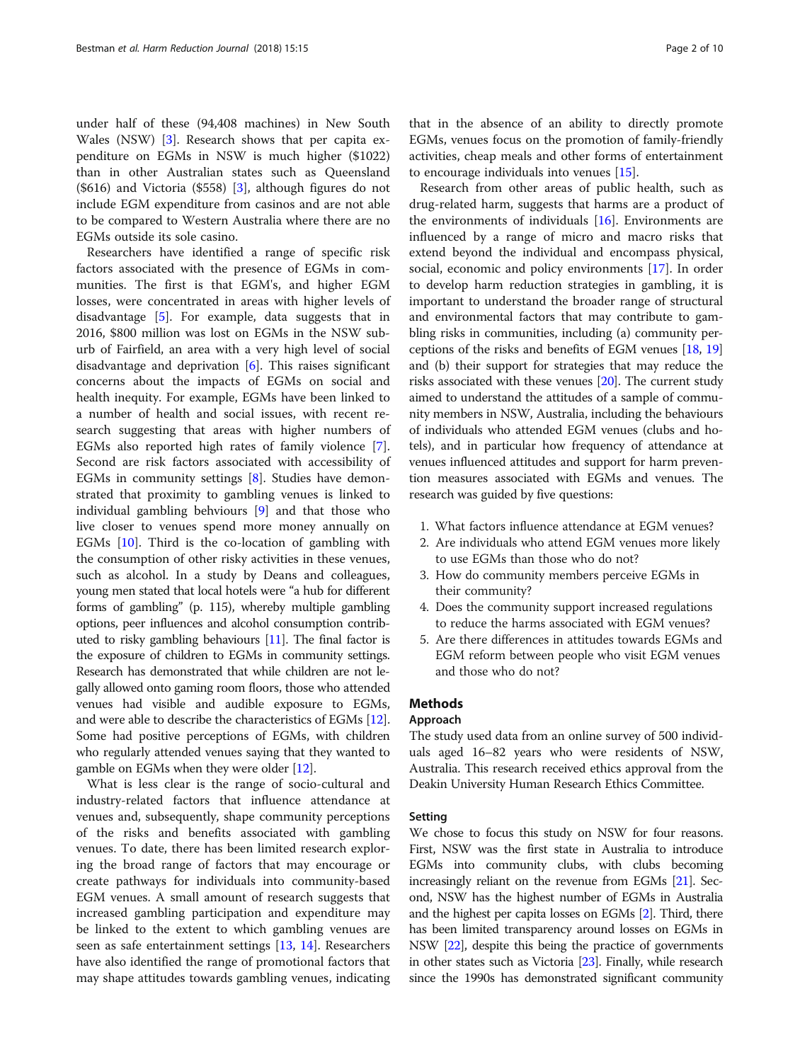under half of these (94,408 machines) in New South Wales (NSW) [3]. Research shows that per capita expenditure on EGMs in NSW is much higher ($1022) than in other Australian states such as Queensland ($616) and Victoria ($558) [3], although figures do not include EGM expenditure from casinos and are not able to be compared to Western Australia where there are no EGMs outside its sole casino.

Researchers have identified a range of specific risk factors associated with the presence of EGMs in communities. The first is that EGM's, and higher EGM losses, were concentrated in areas with higher levels of disadvantage [5]. For example, data suggests that in 2016, $800 million was lost on EGMs in the NSW suburb of Fairfield, an area with a very high level of social disadvantage and deprivation [6]. This raises significant concerns about the impacts of EGMs on social and health inequity. For example, EGMs have been linked to a number of health and social issues, with recent research suggesting that areas with higher numbers of EGMs also reported high rates of family violence [7]. Second are risk factors associated with accessibility of EGMs in community settings [8]. Studies have demonstrated that proximity to gambling venues is linked to individual gambling behviours [9] and that those who live closer to venues spend more money annually on EGMs [10]. Third is the co-location of gambling with the consumption of other risky activities in these venues, such as alcohol. In a study by Deans and colleagues, young men stated that local hotels were "a hub for different forms of gambling" (p. 115), whereby multiple gambling options, peer influences and alcohol consumption contributed to risky gambling behaviours [11]. The final factor is the exposure of children to EGMs in community settings. Research has demonstrated that while children are not legally allowed onto gaming room floors, those who attended venues had visible and audible exposure to EGMs, and were able to describe the characteristics of EGMs [12]. Some had positive perceptions of EGMs, with children who regularly attended venues saying that they wanted to gamble on EGMs when they were older [12].

What is less clear is the range of socio-cultural and industry-related factors that influence attendance at venues and, subsequently, shape community perceptions of the risks and benefits associated with gambling venues. To date, there has been limited research exploring the broad range of factors that may encourage or create pathways for individuals into community-based EGM venues. A small amount of research suggests that increased gambling participation and expenditure may be linked to the extent to which gambling venues are seen as safe entertainment settings [13, 14]. Researchers have also identified the range of promotional factors that may shape attitudes towards gambling venues, indicating that in the absence of an ability to directly promote EGMs, venues focus on the promotion of family-friendly activities, cheap meals and other forms of entertainment to encourage individuals into venues [15].

Research from other areas of public health, such as drug-related harm, suggests that harms are a product of the environments of individuals [16]. Environments are influenced by a range of micro and macro risks that extend beyond the individual and encompass physical, social, economic and policy environments [17]. In order to develop harm reduction strategies in gambling, it is important to understand the broader range of structural and environmental factors that may contribute to gambling risks in communities, including (a) community perceptions of the risks and benefits of EGM venues [18, 19] and (b) their support for strategies that may reduce the risks associated with these venues [20]. The current study aimed to understand the attitudes of a sample of community members in NSW, Australia, including the behaviours of individuals who attended EGM venues (clubs and hotels), and in particular how frequency of attendance at venues influenced attitudes and support for harm prevention measures associated with EGMs and venues. The research was guided by five questions:

1. What factors influence attendance at EGM venues?
2. Are individuals who attend EGM venues more likely to use EGMs than those who do not?
3. How do community members perceive EGMs in their community?
4. Does the community support increased regulations to reduce the harms associated with EGM venues?
5. Are there differences in attitudes towards EGMs and EGM reform between people who visit EGM venues and those who do not?

## Methods

### Approach

The study used data from an online survey of 500 individuals aged 16–82 years who were residents of NSW, Australia. This research received ethics approval from the Deakin University Human Research Ethics Committee.

### Setting

We chose to focus this study on NSW for four reasons. First, NSW was the first state in Australia to introduce EGMs into community clubs, with clubs becoming increasingly reliant on the revenue from EGMs [21]. Second, NSW has the highest number of EGMs in Australia and the highest per capita losses on EGMs [2]. Third, there has been limited transparency around losses on EGMs in NSW [22], despite this being the practice of governments in other states such as Victoria [23]. Finally, while research since the 1990s has demonstrated significant community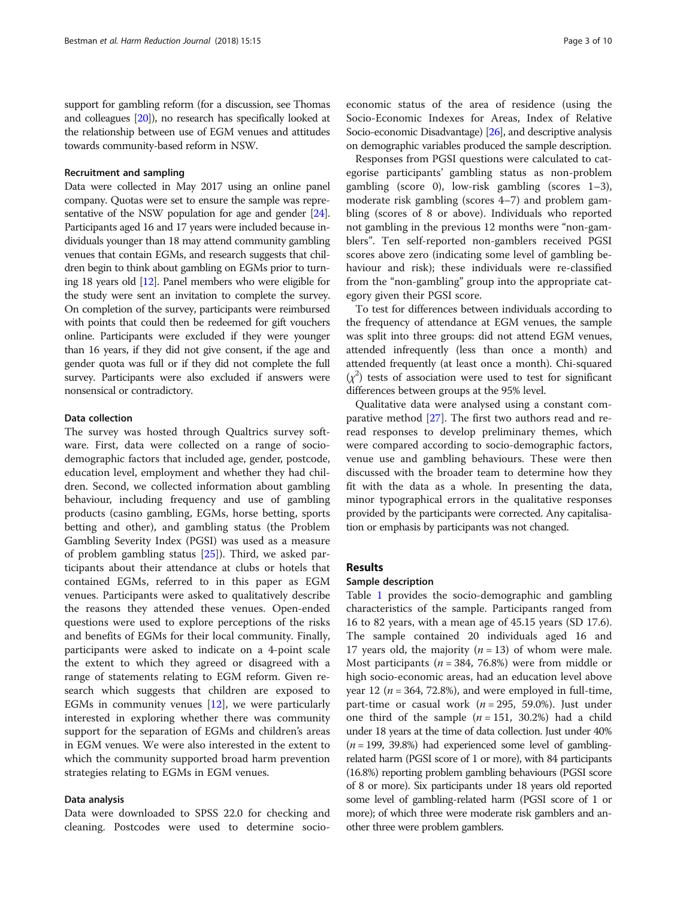support for gambling reform (for a discussion, see Thomas and colleagues [20]), no research has specifically looked at the relationship between use of EGM venues and attitudes towards community-based reform in NSW.

### Recruitment and sampling

Data were collected in May 2017 using an online panel company. Quotas were set to ensure the sample was representative of the NSW population for age and gender [24]. Participants aged 16 and 17 years were included because individuals younger than 18 may attend community gambling venues that contain EGMs, and research suggests that children begin to think about gambling on EGMs prior to turning 18 years old [12]. Panel members who were eligible for the study were sent an invitation to complete the survey. On completion of the survey, participants were reimbursed with points that could then be redeemed for gift vouchers online. Participants were excluded if they were younger than 16 years, if they did not give consent, if the age and gender quota was full or if they did not complete the full survey. Participants were also excluded if answers were nonsensical or contradictory.

### Data collection

The survey was hosted through Qualtrics survey software. First, data were collected on a range of socio-demographic factors that included age, gender, postcode, education level, employment and whether they had children. Second, we collected information about gambling behaviour, including frequency and use of gambling products (casino gambling, EGMs, horse betting, sports betting and other), and gambling status (the Problem Gambling Severity Index (PGSI) was used as a measure of problem gambling status [25]). Third, we asked participants about their attendance at clubs or hotels that contained EGMs, referred to in this paper as EGM venues. Participants were asked to qualitatively describe the reasons they attended these venues. Open-ended questions were used to explore perceptions of the risks and benefits of EGMs for their local community. Finally, participants were asked to indicate on a 4-point scale the extent to which they agreed or disagreed with a range of statements relating to EGM reform. Given research which suggests that children are exposed to EGMs in community venues [12], we were particularly interested in exploring whether there was community support for the separation of EGMs and children's areas in EGM venues. We were also interested in the extent to which the community supported broad harm prevention strategies relating to EGMs in EGM venues.

### Data analysis

Data were downloaded to SPSS 22.0 for checking and cleaning. Postcodes were used to determine socio-economic status of the area of residence (using the Socio-Economic Indexes for Areas, Index of Relative Socio-economic Disadvantage) [26], and descriptive analysis on demographic variables produced the sample description.

Responses from PGSI questions were calculated to categorise participants' gambling status as non-problem gambling (score 0), low-risk gambling (scores 1–3), moderate risk gambling (scores 4–7) and problem gambling (scores of 8 or above). Individuals who reported not gambling in the previous 12 months were "non-gamblers". Ten self-reported non-gamblers received PGSI scores above zero (indicating some level of gambling behaviour and risk); these individuals were re-classified from the "non-gambling" group into the appropriate category given their PGSI score.

To test for differences between individuals according to the frequency of attendance at EGM venues, the sample was split into three groups: did not attend EGM venues, attended infrequently (less than once a month) and attended frequently (at least once a month). Chi-squared ($\chi^2$) tests of association were used to test for significant differences between groups at the 95% level.

Qualitative data were analysed using a constant comparative method [27]. The first two authors read and re-read responses to develop preliminary themes, which were compared according to socio-demographic factors, venue use and gambling behaviours. These were then discussed with the broader team to determine how they fit with the data as a whole. In presenting the data, minor typographical errors in the qualitative responses provided by the participants were corrected. Any capitalisation or emphasis by participants was not changed.

## Results

### Sample description

Table 1 provides the socio-demographic and gambling characteristics of the sample. Participants ranged from 16 to 82 years, with a mean age of 45.15 years (SD 17.6). The sample contained 20 individuals aged 16 and 17 years old, the majority ($n = 13$) of whom were male. Most participants ($n = 384$, 76.8%) were from middle or high socio-economic areas, had an education level above year 12 ($n = 364$, 72.8%), and were employed in full-time, part-time or casual work ($n = 295$, 59.0%). Just under one third of the sample ($n = 151$, 30.2%) had a child under 18 years at the time of data collection. Just under 40% ($n = 199$, 39.8%) had experienced some level of gambling-related harm (PGSI score of 1 or more), with 84 participants (16.8%) reporting problem gambling behaviours (PGSI score of 8 or more). Six participants under 18 years old reported some level of gambling-related harm (PGSI score of 1 or more); of which three were moderate risk gamblers and another three were problem gamblers.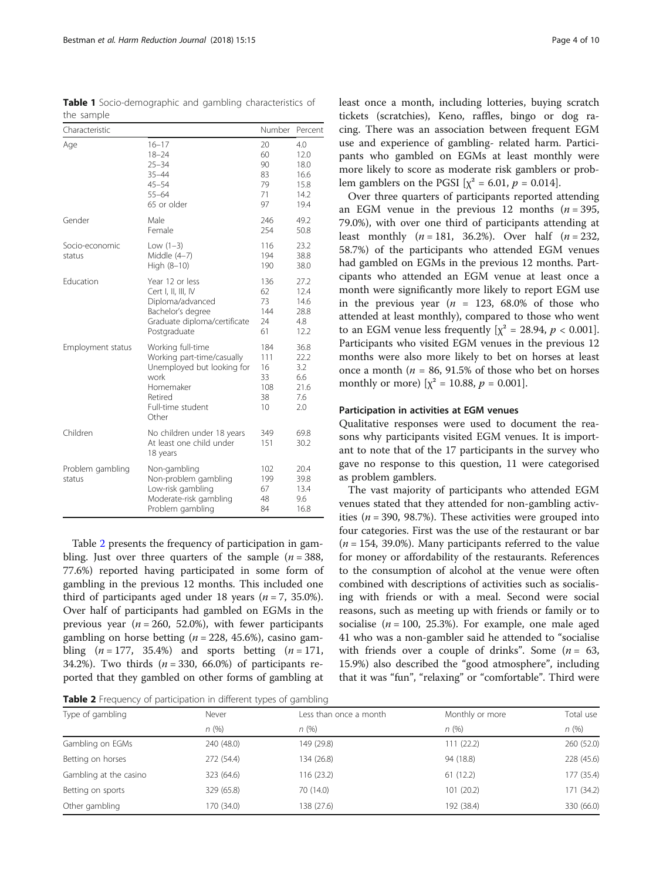**Table 1** Socio-demographic and gambling characteristics of the sample

| Characteristic | | Number | Percent |
|---|---|---|---|
| Age | 16–17 | 20 | 4.0 |
| | 18–24 | 60 | 12.0 |
| | 25–34 | 90 | 18.0 |
| | 35–44 | 83 | 16.6 |
| | 45–54 | 79 | 15.8 |
| | 55–64 | 71 | 14.2 |
| | 65 or older | 97 | 19.4 |
| Gender | Male | 246 | 49.2 |
| | Female | 254 | 50.8 |
| Socio-economic status | Low (1–3) | 116 | 23.2 |
| | Middle (4–7) | 194 | 38.8 |
| | High (8–10) | 190 | 38.0 |
| Education | Year 12 or less | 136 | 27.2 |
| | Cert I, II, III, IV | 62 | 12.4 |
| | Diploma/advanced | 73 | 14.6 |
| | Bachelor's degree | 144 | 28.8 |
| | Graduate diploma/certificate | 24 | 4.8 |
| | Postgraduate | 61 | 12.2 |
| Employment status | Working full-time | 184 | 36.8 |
| | Working part-time/casually | 111 | 22.2 |
| | Unemployed but looking for work | 16 | 3.2 |
| | Homemaker | 33 | 6.6 |
| | Retired | 108 | 21.6 |
| | Full-time student | 38 | 7.6 |
| | Other | 10 | 2.0 |
| Children | No children under 18 years | 349 | 69.8 |
| | At least one child under 18 years | 151 | 30.2 |
| Problem gambling status | Non-gambling | 102 | 20.4 |
| | Non-problem gambling | 199 | 39.8 |
| | Low-risk gambling | 67 | 13.4 |
| | Moderate-risk gambling | 48 | 9.6 |
| | Problem gambling | 84 | 16.8 |

Table 2 presents the frequency of participation in gambling. Just over three quarters of the sample ($n = 388$, 77.6%) reported having participated in some form of gambling in the previous 12 months. This included one third of participants aged under 18 years ($n = 7$, 35.0%). Over half of participants had gambled on EGMs in the previous year ($n = 260$, 52.0%), with fewer participants gambling on horse betting ($n = 228$, 45.6%), casino gambling ($n = 177$, 35.4%) and sports betting ($n = 171$, 34.2%). Two thirds ($n = 330$, 66.0%) of participants reported that they gambled on other forms of gambling at least once a month, including lotteries, buying scratch tickets (scratchies), Keno, raffles, bingo or dog racing. There was an association between frequent EGM use and experience of gambling- related harm. Participants who gambled on EGMs at least monthly were more likely to score as moderate risk gamblers or problem gamblers on the PGSI [$\chi^2 = 6.01$, $p = 0.014$].

Over three quarters of participants reported attending an EGM venue in the previous 12 months ($n = 395$, 79.0%), with over one third of participants attending at least monthly ($n = 181$, 36.2%). Over half ($n = 232$, 58.7%) of the participants who attended EGM venues had gambled on EGMs in the previous 12 months. Participants who attended an EGM venue at least once a month were significantly more likely to report EGM use in the previous year ($n = 123$, 68.0% of those who attended at least monthly), compared to those who went to an EGM venue less frequently [$\chi^2 = 28.94$, $p < 0.001$]. Participants who visited EGM venues in the previous 12 months were also more likely to bet on horses at least once a month ($n = 86$, 91.5% of those who bet on horses monthly or more) [$\chi^2 = 10.88$, $p = 0.001$].

#### Participation in activities at EGM venues

Qualitative responses were used to document the reasons why participants visited EGM venues. It is important to note that of the 17 participants in the survey who gave no response to this question, 11 were categorised as problem gamblers.

The vast majority of participants who attended EGM venues stated that they attended for non-gambling activities ($n = 390$, 98.7%). These activities were grouped into four categories. First was the use of the restaurant or bar ($n = 154$, 39.0%). Many participants referred to the value for money or affordability of the restaurants. References to the consumption of alcohol at the venue were often combined with descriptions of activities such as socialising with friends or with a meal. Second were social reasons, such as meeting up with friends or family or to socialise ($n = 100$, 25.3%). For example, one male aged 41 who was a non-gambler said he attended to "socialise with friends over a couple of drinks". Some ($n = 63$, 15.9%) also described the "good atmosphere", including that it was "fun", "relaxing" or "comfortable". Third were

**Table 2** Frequency of participation in different types of gambling

| Type of gambling | Never | Less than once a month | Monthly or more | Total use |
|---|---|---|---|---|
| | n (%) | n (%) | n (%) | n (%) |
| Gambling on EGMs | 240 (48.0) | 149 (29.8) | 111 (22.2) | 260 (52.0) |
| Betting on horses | 272 (54.4) | 134 (26.8) | 94 (18.8) | 228 (45.6) |
| Gambling at the casino | 323 (64.6) | 116 (23.2) | 61 (12.2) | 177 (35.4) |
| Betting on sports | 329 (65.8) | 70 (14.0) | 101 (20.2) | 171 (34.2) |
| Other gambling | 170 (34.0) | 138 (27.6) | 192 (38.4) | 330 (66.0) |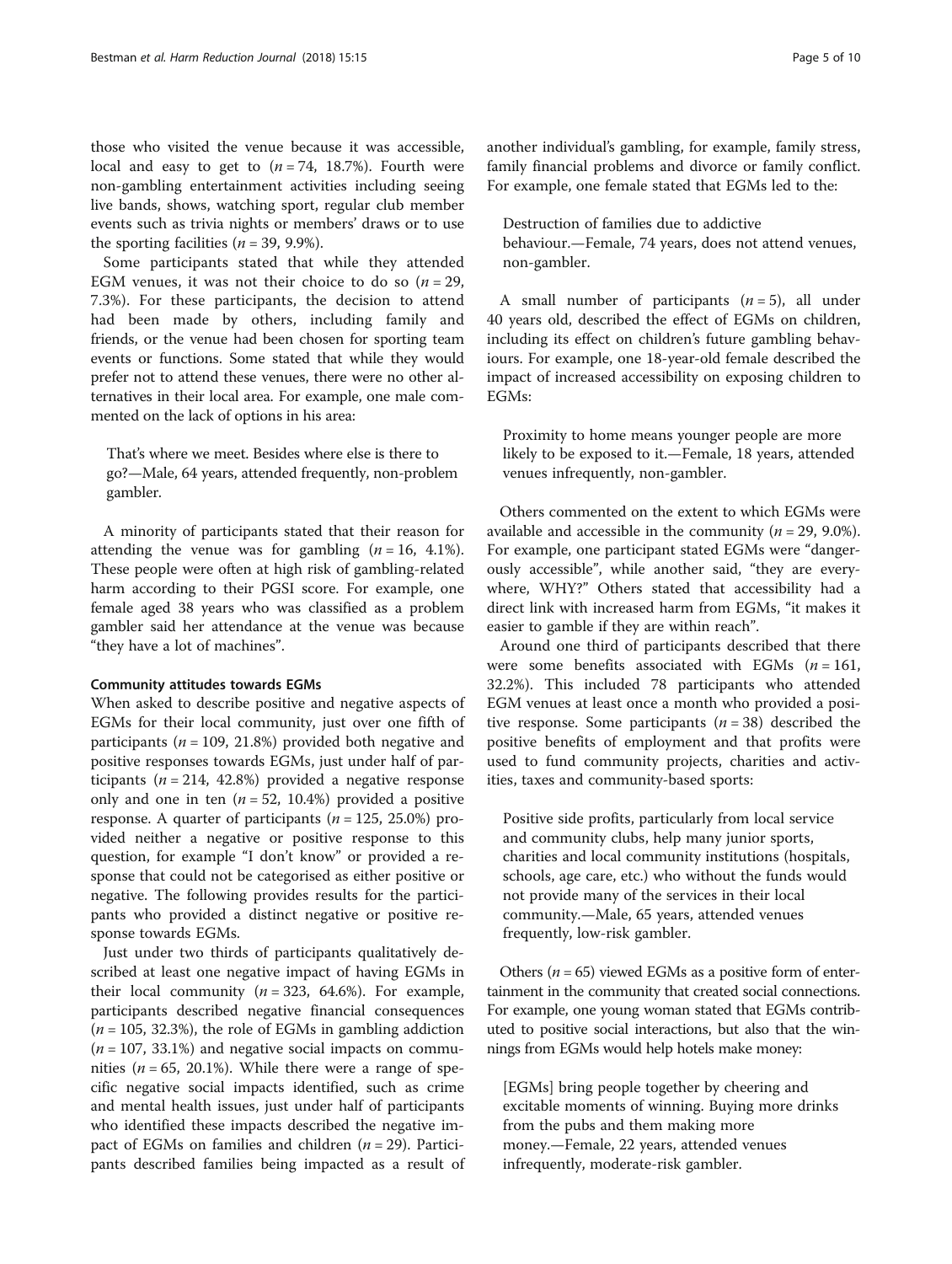those who visited the venue because it was accessible, local and easy to get to (*n* = 74, 18.7%). Fourth were non-gambling entertainment activities including seeing live bands, shows, watching sport, regular club member events such as trivia nights or members' draws or to use the sporting facilities (*n* = 39, 9.9%).

Some participants stated that while they attended EGM venues, it was not their choice to do so (*n* = 29, 7.3%). For these participants, the decision to attend had been made by others, including family and friends, or the venue had been chosen for sporting team events or functions. Some stated that while they would prefer not to attend these venues, there were no other alternatives in their local area. For example, one male commented on the lack of options in his area:

> That's where we meet. Besides where else is there to go?—Male, 64 years, attended frequently, non-problem gambler.

A minority of participants stated that their reason for attending the venue was for gambling (*n* = 16, 4.1%). These people were often at high risk of gambling-related harm according to their PGSI score. For example, one female aged 38 years who was classified as a problem gambler said her attendance at the venue was because "they have a lot of machines".

### Community attitudes towards EGMs

When asked to describe positive and negative aspects of EGMs for their local community, just over one fifth of participants (*n* = 109, 21.8%) provided both negative and positive responses towards EGMs, just under half of participants (*n* = 214, 42.8%) provided a negative response only and one in ten (*n* = 52, 10.4%) provided a positive response. A quarter of participants (*n* = 125, 25.0%) provided neither a negative or positive response to this question, for example "I don't know" or provided a response that could not be categorised as either positive or negative. The following provides results for the participants who provided a distinct negative or positive response towards EGMs.

Just under two thirds of participants qualitatively described at least one negative impact of having EGMs in their local community (*n* = 323, 64.6%). For example, participants described negative financial consequences (*n* = 105, 32.3%), the role of EGMs in gambling addiction (*n* = 107, 33.1%) and negative social impacts on communities (*n* = 65, 20.1%). While there were a range of specific negative social impacts identified, such as crime and mental health issues, just under half of participants who identified these impacts described the negative impact of EGMs on families and children (*n* = 29). Participants described families being impacted as a result of another individual's gambling, for example, family stress, family financial problems and divorce or family conflict. For example, one female stated that EGMs led to the:

> Destruction of families due to addictive behaviour.—Female, 74 years, does not attend venues, non-gambler.

A small number of participants (*n* = 5), all under 40 years old, described the effect of EGMs on children, including its effect on children's future gambling behaviours. For example, one 18-year-old female described the impact of increased accessibility on exposing children to EGMs:

> Proximity to home means younger people are more likely to be exposed to it.—Female, 18 years, attended venues infrequently, non-gambler.

Others commented on the extent to which EGMs were available and accessible in the community (*n* = 29, 9.0%). For example, one participant stated EGMs were "dangerously accessible", while another said, "they are everywhere, WHY?" Others stated that accessibility had a direct link with increased harm from EGMs, "it makes it easier to gamble if they are within reach".

Around one third of participants described that there were some benefits associated with EGMs (*n* = 161, 32.2%). This included 78 participants who attended EGM venues at least once a month who provided a positive response. Some participants (*n* = 38) described the positive benefits of employment and that profits were used to fund community projects, charities and activities, taxes and community-based sports:

> Positive side profits, particularly from local service and community clubs, help many junior sports, charities and local community institutions (hospitals, schools, age care, etc.) who without the funds would not provide many of the services in their local community.—Male, 65 years, attended venues frequently, low-risk gambler.

Others (*n* = 65) viewed EGMs as a positive form of entertainment in the community that created social connections. For example, one young woman stated that EGMs contributed to positive social interactions, but also that the winnings from EGMs would help hotels make money:

> [EGMs] bring people together by cheering and excitable moments of winning. Buying more drinks from the pubs and them making more money.—Female, 22 years, attended venues infrequently, moderate-risk gambler.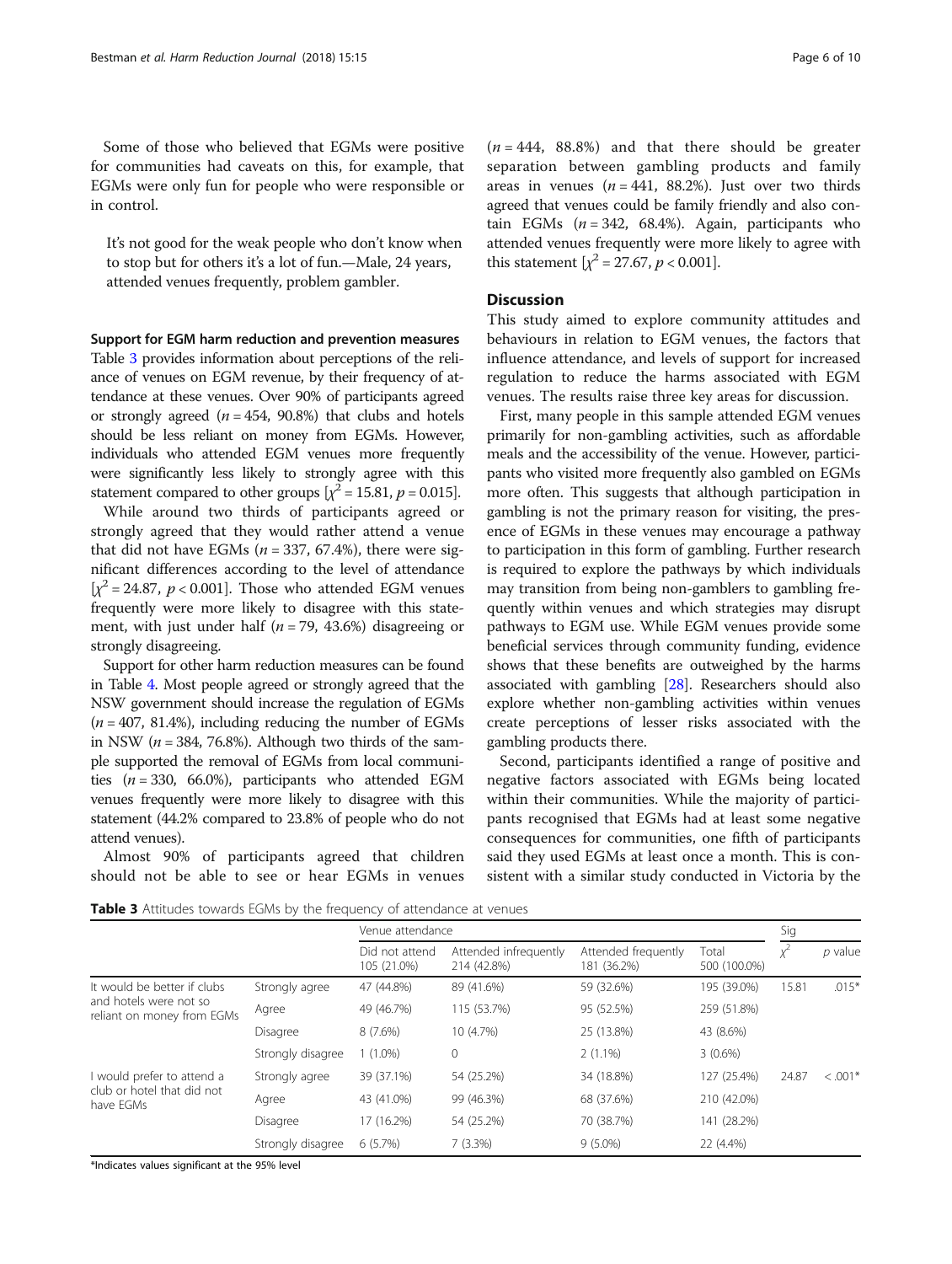Some of those who believed that EGMs were positive for communities had caveats on this, for example, that EGMs were only fun for people who were responsible or in control.

> It's not good for the weak people who don't know when to stop but for others it's a lot of fun.—Male, 24 years, attended venues frequently, problem gambler.

### Support for EGM harm reduction and prevention measures

Table 3 provides information about perceptions of the reliance of venues on EGM revenue, by their frequency of attendance at these venues. Over 90% of participants agreed or strongly agreed ($n = 454$, 90.8%) that clubs and hotels should be less reliant on money from EGMs. However, individuals who attended EGM venues more frequently were significantly less likely to strongly agree with this statement compared to other groups [$\chi^2 = 15.81$, $p = 0.015$].

While around two thirds of participants agreed or strongly agreed that they would rather attend a venue that did not have EGMs ($n = 337$, 67.4%), there were significant differences according to the level of attendance [$\chi^2 = 24.87$, $p < 0.001$]. Those who attended EGM venues frequently were more likely to disagree with this statement, with just under half ($n = 79$, 43.6%) disagreeing or strongly disagreeing.

Support for other harm reduction measures can be found in Table 4. Most people agreed or strongly agreed that the NSW government should increase the regulation of EGMs ($n = 407$, 81.4%), including reducing the number of EGMs in NSW ($n = 384$, 76.8%). Although two thirds of the sample supported the removal of EGMs from local communities ($n = 330$, 66.0%), participants who attended EGM venues frequently were more likely to disagree with this statement (44.2% compared to 23.8% of people who do not attend venues).

Almost 90% of participants agreed that children should not be able to see or hear EGMs in venues ($n = 444$, 88.8%) and that there should be greater separation between gambling products and family areas in venues ($n = 441$, 88.2%). Just over two thirds agreed that venues could be family friendly and also contain EGMs ($n = 342$, 68.4%). Again, participants who attended venues frequently were more likely to agree with this statement [$\chi^2 = 27.67$, $p < 0.001$].

## Discussion

This study aimed to explore community attitudes and behaviours in relation to EGM venues, the factors that influence attendance, and levels of support for increased regulation to reduce the harms associated with EGM venues. The results raise three key areas for discussion.

First, many people in this sample attended EGM venues primarily for non-gambling activities, such as affordable meals and the accessibility of the venue. However, participants who visited more frequently also gambled on EGMs more often. This suggests that although participation in gambling is not the primary reason for visiting, the presence of EGMs in these venues may encourage a pathway to participation in this form of gambling. Further research is required to explore the pathways by which individuals may transition from being non-gamblers to gambling frequently within venues and which strategies may disrupt pathways to EGM use. While EGM venues provide some beneficial services through community funding, evidence shows that these benefits are outweighed by the harms associated with gambling [28]. Researchers should also explore whether non-gambling activities within venues create perceptions of lesser risks associated with the gambling products there.

Second, participants identified a range of positive and negative factors associated with EGMs being located within their communities. While the majority of participants recognised that EGMs had at least some negative consequences for communities, one fifth of participants said they used EGMs at least once a month. This is consistent with a similar study conducted in Victoria by the

**Table 3** Attitudes towards EGMs by the frequency of attendance at venues

| | | Venue attendance | | | | Sig | |
|---|---|---|---|---|---|---|---|
| | | Did not attend 105 (21.0%) | Attended infrequently 214 (42.8%) | Attended frequently 181 (36.2%) | Total 500 (100.0%) | $\chi^2$ | *p* value |
| It would be better if clubs and hotels were not so reliant on money from EGMs | Strongly agree | 47 (44.8%) | 89 (41.6%) | 59 (32.6%) | 195 (39.0%) | 15.81 | .015* |
| | Agree | 49 (46.7%) | 115 (53.7%) | 95 (52.5%) | 259 (51.8%) | | |
| | Disagree | 8 (7.6%) | 10 (4.7%) | 25 (13.8%) | 43 (8.6%) | | |
| | Strongly disagree | 1 (1.0%) | 0 | 2 (1.1%) | 3 (0.6%) | | |
| I would prefer to attend a club or hotel that did not have EGMs | Strongly agree | 39 (37.1%) | 54 (25.2%) | 34 (18.8%) | 127 (25.4%) | 24.87 | < .001* |
| | Agree | 43 (41.0%) | 99 (46.3%) | 68 (37.6%) | 210 (42.0%) | | |
| | Disagree | 17 (16.2%) | 54 (25.2%) | 70 (38.7%) | 141 (28.2%) | | |
| | Strongly disagree | 6 (5.7%) | 7 (3.3%) | 9 (5.0%) | 22 (4.4%) | | |

*Indicates values significant at the 95% level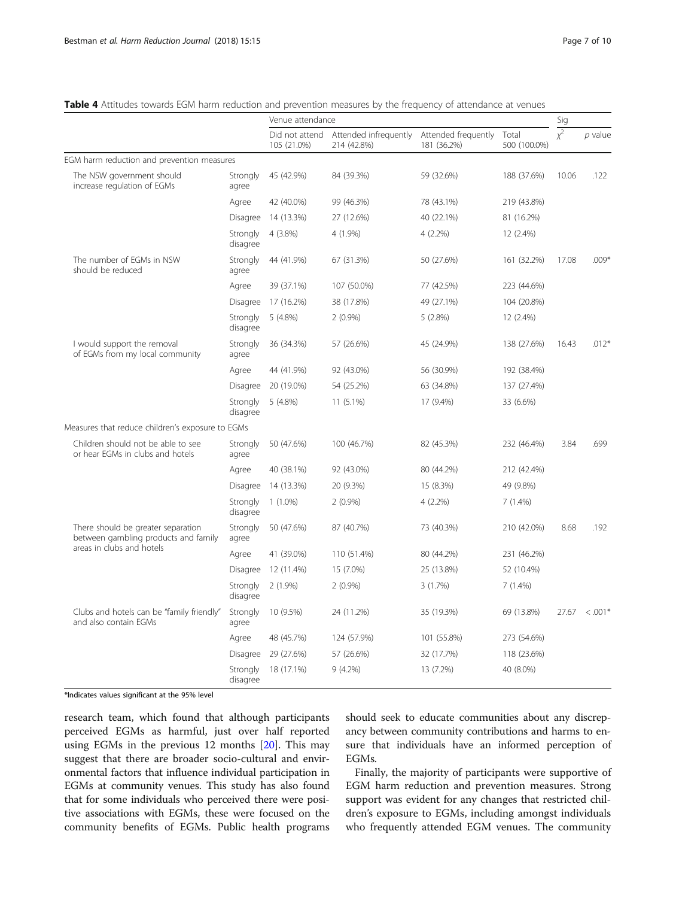**Table 4** Attitudes towards EGM harm reduction and prevention measures by the frequency of attendance at venues

| | | Venue attendance | | | | Sig | |
|---|---|---|---|---|---|---|---|
| | | Did not attend 105 (21.0%) | Attended infrequently 214 (42.8%) | Attended frequently 181 (36.2%) | Total 500 (100.0%) | $\chi^2$ | *p* value |
| EGM harm reduction and prevention measures | | | | | | | |
| The NSW government should increase regulation of EGMs | Strongly agree | 45 (42.9%) | 84 (39.3%) | 59 (32.6%) | 188 (37.6%) | 10.06 | .122 |
| | Agree | 42 (40.0%) | 99 (46.3%) | 78 (43.1%) | 219 (43.8%) | | |
| | Disagree | 14 (13.3%) | 27 (12.6%) | 40 (22.1%) | 81 (16.2%) | | |
| | Strongly disagree | 4 (3.8%) | 4 (1.9%) | 4 (2.2%) | 12 (2.4%) | | |
| The number of EGMs in NSW should be reduced | Strongly agree | 44 (41.9%) | 67 (31.3%) | 50 (27.6%) | 161 (32.2%) | 17.08 | .009* |
| | Agree | 39 (37.1%) | 107 (50.0%) | 77 (42.5%) | 223 (44.6%) | | |
| | Disagree | 17 (16.2%) | 38 (17.8%) | 49 (27.1%) | 104 (20.8%) | | |
| | Strongly disagree | 5 (4.8%) | 2 (0.9%) | 5 (2.8%) | 12 (2.4%) | | |
| I would support the removal of EGMs from my local community | Strongly agree | 36 (34.3%) | 57 (26.6%) | 45 (24.9%) | 138 (27.6%) | 16.43 | .012* |
| | Agree | 44 (41.9%) | 92 (43.0%) | 56 (30.9%) | 192 (38.4%) | | |
| | Disagree | 20 (19.0%) | 54 (25.2%) | 63 (34.8%) | 137 (27.4%) | | |
| | Strongly disagree | 5 (4.8%) | 11 (5.1%) | 17 (9.4%) | 33 (6.6%) | | |
| Measures that reduce children's exposure to EGMs | | | | | | | |
| Children should not be able to see or hear EGMs in clubs and hotels | Strongly agree | 50 (47.6%) | 100 (46.7%) | 82 (45.3%) | 232 (46.4%) | 3.84 | .699 |
| | Agree | 40 (38.1%) | 92 (43.0%) | 80 (44.2%) | 212 (42.4%) | | |
| | Disagree | 14 (13.3%) | 20 (9.3%) | 15 (8.3%) | 49 (9.8%) | | |
| | Strongly disagree | 1 (1.0%) | 2 (0.9%) | 4 (2.2%) | 7 (1.4%) | | |
| There should be greater separation between gambling products and family areas in clubs and hotels | Strongly agree | 50 (47.6%) | 87 (40.7%) | 73 (40.3%) | 210 (42.0%) | 8.68 | .192 |
| | Agree | 41 (39.0%) | 110 (51.4%) | 80 (44.2%) | 231 (46.2%) | | |
| | Disagree | 12 (11.4%) | 15 (7.0%) | 25 (13.8%) | 52 (10.4%) | | |
| | Strongly disagree | 2 (1.9%) | 2 (0.9%) | 3 (1.7%) | 7 (1.4%) | | |
| Clubs and hotels can be "family friendly" and also contain EGMs | Strongly agree | 10 (9.5%) | 24 (11.2%) | 35 (19.3%) | 69 (13.8%) | 27.67 | < .001* |
| | Agree | 48 (45.7%) | 124 (57.9%) | 101 (55.8%) | 273 (54.6%) | | |
| | Disagree | 29 (27.6%) | 57 (26.6%) | 32 (17.7%) | 118 (23.6%) | | |
| | Strongly disagree | 18 (17.1%) | 9 (4.2%) | 13 (7.2%) | 40 (8.0%) | | |

*Indicates values significant at the 95% level

research team, which found that although participants perceived EGMs as harmful, just over half reported using EGMs in the previous 12 months [20]. This may suggest that there are broader socio-cultural and environmental factors that influence individual participation in EGMs at community venues. This study has also found that for some individuals who perceived there were positive associations with EGMs, these were focused on the community benefits of EGMs. Public health programs should seek to educate communities about any discrepancy between community contributions and harms to ensure that individuals have an informed perception of EGMs.

Finally, the majority of participants were supportive of EGM harm reduction and prevention measures. Strong support was evident for any changes that restricted children's exposure to EGMs, including amongst individuals who frequently attended EGM venues. The community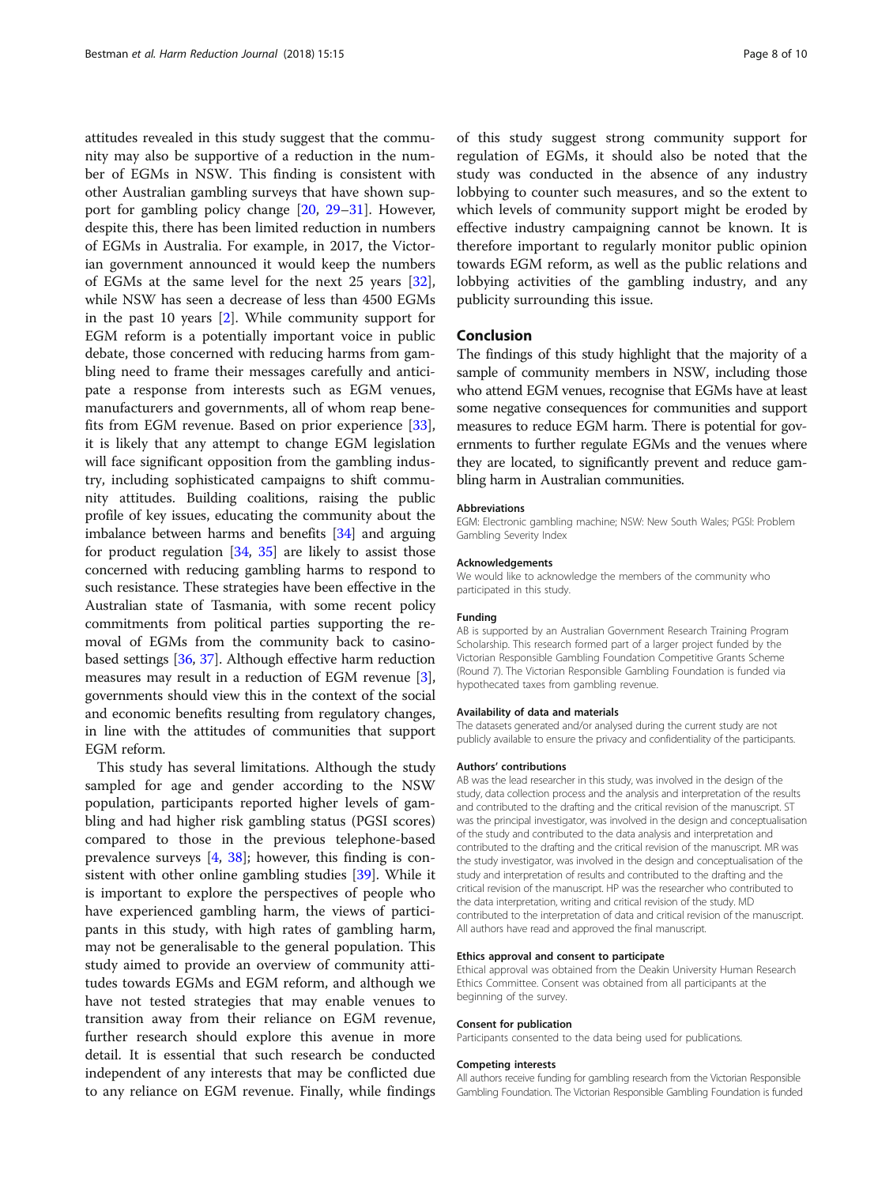attitudes revealed in this study suggest that the community may also be supportive of a reduction in the number of EGMs in NSW. This finding is consistent with other Australian gambling surveys that have shown support for gambling policy change [20, 29–31]. However, despite this, there has been limited reduction in numbers of EGMs in Australia. For example, in 2017, the Victorian government announced it would keep the numbers of EGMs at the same level for the next 25 years [32], while NSW has seen a decrease of less than 4500 EGMs in the past 10 years [2]. While community support for EGM reform is a potentially important voice in public debate, those concerned with reducing harms from gambling need to frame their messages carefully and anticipate a response from interests such as EGM venues, manufacturers and governments, all of whom reap benefits from EGM revenue. Based on prior experience [33], it is likely that any attempt to change EGM legislation will face significant opposition from the gambling industry, including sophisticated campaigns to shift community attitudes. Building coalitions, raising the public profile of key issues, educating the community about the imbalance between harms and benefits [34] and arguing for product regulation [34, 35] are likely to assist those concerned with reducing gambling harms to respond to such resistance. These strategies have been effective in the Australian state of Tasmania, with some recent policy commitments from political parties supporting the removal of EGMs from the community back to casino-based settings [36, 37]. Although effective harm reduction measures may result in a reduction of EGM revenue [3], governments should view this in the context of the social and economic benefits resulting from regulatory changes, in line with the attitudes of communities that support EGM reform.

This study has several limitations. Although the study sampled for age and gender according to the NSW population, participants reported higher levels of gambling and had higher risk gambling status (PGSI scores) compared to those in the previous telephone-based prevalence surveys [4, 38]; however, this finding is consistent with other online gambling studies [39]. While it is important to explore the perspectives of people who have experienced gambling harm, the views of participants in this study, with high rates of gambling harm, may not be generalisable to the general population. This study aimed to provide an overview of community attitudes towards EGMs and EGM reform, and although we have not tested strategies that may enable venues to transition away from their reliance on EGM revenue, further research should explore this avenue in more detail. It is essential that such research be conducted independent of any interests that may be conflicted due to any reliance on EGM revenue. Finally, while findings of this study suggest strong community support for regulation of EGMs, it should also be noted that the study was conducted in the absence of any industry lobbying to counter such measures, and so the extent to which levels of community support might be eroded by effective industry campaigning cannot be known. It is therefore important to regularly monitor public opinion towards EGM reform, as well as the public relations and lobbying activities of the gambling industry, and any publicity surrounding this issue.

## Conclusion

The findings of this study highlight that the majority of a sample of community members in NSW, including those who attend EGM venues, recognise that EGMs have at least some negative consequences for communities and support measures to reduce EGM harm. There is potential for governments to further regulate EGMs and the venues where they are located, to significantly prevent and reduce gambling harm in Australian communities.

#### Abbreviations

EGM: Electronic gambling machine; NSW: New South Wales; PGSI: Problem Gambling Severity Index

#### Acknowledgements

We would like to acknowledge the members of the community who participated in this study.

#### Funding

AB is supported by an Australian Government Research Training Program Scholarship. This research formed part of a larger project funded by the Victorian Responsible Gambling Foundation Competitive Grants Scheme (Round 7). The Victorian Responsible Gambling Foundation is funded via hypothecated taxes from gambling revenue.

#### Availability of data and materials

The datasets generated and/or analysed during the current study are not publicly available to ensure the privacy and confidentiality of the participants.

#### Authors' contributions

AB was the lead researcher in this study, was involved in the design of the study, data collection process and the analysis and interpretation of the results and contributed to the drafting and the critical revision of the manuscript. ST was the principal investigator, was involved in the design and conceptualisation of the study and contributed to the data analysis and interpretation and contributed to the drafting and the critical revision of the manuscript. MR was the study investigator, was involved in the design and conceptualisation of the study and interpretation of results and contributed to the drafting and the critical revision of the manuscript. HP was the researcher who contributed to the data interpretation, writing and critical revision of the study. MD contributed to the interpretation of data and critical revision of the manuscript. All authors have read and approved the final manuscript.

#### Ethics approval and consent to participate

Ethical approval was obtained from the Deakin University Human Research Ethics Committee. Consent was obtained from all participants at the beginning of the survey.

#### Consent for publication

Participants consented to the data being used for publications.

#### Competing interests

All authors receive funding for gambling research from the Victorian Responsible Gambling Foundation. The Victorian Responsible Gambling Foundation is funded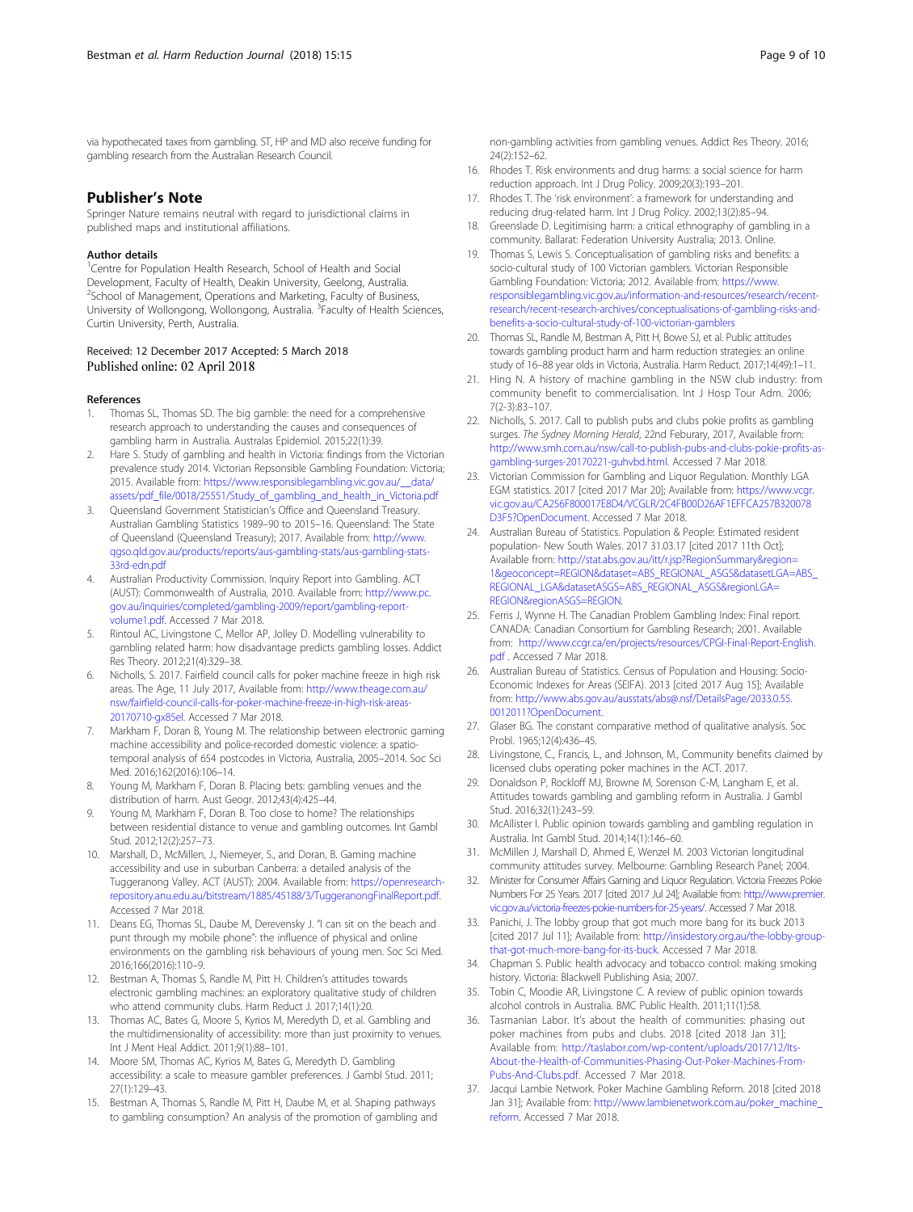via hypothecated taxes from gambling. ST, HP and MD also receive funding for gambling research from the Australian Research Council.

## Publisher's Note

Springer Nature remains neutral with regard to jurisdictional claims in published maps and institutional affiliations.

### Author details

[1]Centre for Population Health Research, School of Health and Social Development, Faculty of Health, Deakin University, Geelong, Australia. [2]School of Management, Operations and Marketing, Faculty of Business, University of Wollongong, Wollongong, Australia. [3]Faculty of Health Sciences, Curtin University, Perth, Australia.

Received: 12 December 2017 Accepted: 5 March 2018
Published online: 02 April 2018

### References

1. Thomas SL, Thomas SD. The big gamble: the need for a comprehensive research approach to understanding the causes and consequences of gambling harm in Australia. Australas Epidemiol. 2015;22(1):39.
2. Hare S. Study of gambling and health in Victoria: findings from the Victorian prevalence study 2014. Victorian Repsonsible Gambling Foundation: Victoria; 2015. Available from: https://www.responsiblegambling.vic.gov.au/__data/assets/pdf_file/0018/25551/Study_of_gambling_and_health_in_Victoria.pdf
3. Queensland Government Statistician's Office and Queensland Treasury. Australian Gambling Statistics 1989–90 to 2015–16. Queensland: The State of Queensland (Queensland Treasury); 2017. Available from: http://www.qgso.qld.gov.au/products/reports/aus-gambling-stats/aus-gambling-stats-33rd-edn.pdf
4. Australian Productivity Commission. Inquiry Report into Gambling. ACT (AUST): Commonwealth of Australia, 2010. Available from: http://www.pc.gov.au/inquiries/completed/gambling-2009/report/gambling-report-volume1.pdf. Accessed 7 Mar 2018.
5. Rintoul AC, Livingstone C, Mellor AP, Jolley D. Modelling vulnerability to gambling related harm: how disadvantage predicts gambling losses. Addict Res Theory. 2012;21(4):329–38.
6. Nicholls, S. 2017. Fairfield council calls for poker machine freeze in high risk areas. The Age, 11 July 2017, Available from: http://www.theage.com.au/nsw/fairfield-council-calls-for-poker-machine-freeze-in-high-risk-areas-20170710-gx85el. Accessed 7 Mar 2018.
7. Markham F, Doran B, Young M. The relationship between electronic gaming machine accessibility and police-recorded domestic violence: a spatio-temporal analysis of 654 postcodes in Victoria, Australia, 2005–2014. Soc Sci Med. 2016;162(2016):106–14.
8. Young M, Markham F, Doran B. Placing bets: gambling venues and the distribution of harm. Aust Geogr. 2012;43(4):425–44.
9. Young M, Markham F, Doran B. Too close to home? The relationships between residential distance to venue and gambling outcomes. Int Gambl Stud. 2012;12(2):257–73.
10. Marshall, D., McMillen, J., Niemeyer, S., and Doran, B. Gaming machine accessibility and use in suburban Canberra: a detailed analysis of the Tuggeranong Valley. ACT (AUST): 2004. Available from: https://openresearch-repository.anu.edu.au/bitstream/1885/45188/3/TuggeranongFinalReport.pdf. Accessed 7 Mar 2018.
11. Deans EG, Thomas SL, Daube M, Derevensky J. "I can sit on the beach and punt through my mobile phone": the influence of physical and online environments on the gambling risk behaviours of young men. Soc Sci Med. 2016;166(2016):110–9.
12. Bestman A, Thomas S, Randle M, Pitt H. Children's attitudes towards electronic gambling machines: an exploratory qualitative study of children who attend community clubs. Harm Reduct J. 2017;14(1):20.
13. Thomas AC, Bates G, Moore S, Kyrios M, Meredyth D, et al. Gambling and the multidimensionality of accessibility: more than just proximity to venues. Int J Ment Heal Addict. 2011;9(1):88–101.
14. Moore SM, Thomas AC, Kyrios M, Bates G, Meredyth D. Gambling accessibility: a scale to measure gambler preferences. J Gambl Stud. 2011;27(1):129–43.
15. Bestman A, Thomas S, Randle M, Pitt H, Daube M, et al. Shaping pathways to gambling consumption? An analysis of the promotion of gambling and non-gambling activities from gambling venues. Addict Res Theory. 2016;24(2):152–62.
16. Rhodes T. Risk environments and drug harms: a social science for harm reduction approach. Int J Drug Policy. 2009;20(3):193–201.
17. Rhodes T. The 'risk environment': a framework for understanding and reducing drug-related harm. Int J Drug Policy. 2002;13(2):85–94.
18. Greenslade D. Legitimising harm: a critical ethnography of gambling in a community. Ballarat: Federation University Australia; 2013. Online.
19. Thomas S, Lewis S. Conceptualisation of gambling risks and benefits: a socio-cultural study of 100 Victorian gamblers. Victorian Responsible Gambling Foundation: Victoria; 2012. Available from: https://www.responsiblegambling.vic.gov.au/information-and-resources/research/recent-research/recent-research-archives/conceptualisations-of-gambling-risks-and-benefits-a-socio-cultural-study-of-100-victorian-gamblers
20. Thomas SL, Randle M, Bestman A, Pitt H, Bowe SJ, et al. Public attitudes towards gambling product harm and harm reduction strategies: an online study of 16–88 year olds in Victoria, Australia. Harm Reduct. 2017;14(49):1–11.
21. Hing N. A history of machine gambling in the NSW club industry: from community benefit to commercialisation. Int J Hosp Tour Adm. 2006;7(2-3):83–107.
22. Nicholls, S. 2017. Call to publish pubs and clubs pokie profits as gambling surges. *The Sydney Morning Herald*, 22nd Feburary, 2017, Available from: http://www.smh.com.au/nsw/call-to-publish-pubs-and-clubs-pokie-profits-as-gambling-surges-20170221-guhvbd.html. Accessed 7 Mar 2018.
23. Victorian Commission for Gambling and Liquor Regulation. Monthly LGA EGM statistics. 2017 [cited 2017 Mar 20]; Available from: https://www.vcgr.vic.gov.au/CA256F800017E8D4/VCGLR/2C4FB00D26AF1EFFCA257B320078D3F5?OpenDocument. Accessed 7 Mar 2018.
24. Australian Bureau of Statistics. Population & People: Estimated resident population- New South Wales. 2017 31.03.17 [cited 2017 11th Oct]; Available from: http://stat.abs.gov.au/itt/r.jsp?RegionSummary&region=1&geoconcept=REGION&dataset=ABS_REGIONAL_ASGS&datasetLGA=ABS_REGIONAL_LGA&datasetASGS=ABS_REGIONAL_ASGS&regionLGA=REGION&regionASGS=REGION.
25. Ferris J, Wynne H. The Canadian Problem Gambling Index: Final report. CANADA: Canadian Consortium for Gambling Research; 2001. Available from: http://www.ccgr.ca/en/projects/resources/CPGI-Final-Report-English.pdf . Accessed 7 Mar 2018.
26. Australian Bureau of Statistics. Census of Population and Housing: Socio-Economic Indexes for Areas (SEIFA). 2013 [cited 2017 Aug 15]; Available from: http://www.abs.gov.au/ausstats/abs@.nsf/DetailsPage/2033.0.55.0012011?OpenDocument.
27. Glaser BG. The constant comparative method of qualitative analysis. Soc Probl. 1965;12(4):436–45.
28. Livingstone, C., Francis, L., and Johnson, M., Community benefits claimed by licensed clubs operating poker machines in the ACT. 2017.
29. Donaldson P, Rockloff MJ, Browne M, Sorenson C-M, Langham E, et al. Attitudes towards gambling and gambling reform in Australia. J Gambl Stud. 2016;32(1):243–59.
30. McAllister I. Public opinion towards gambling and gambling regulation in Australia. Int Gambl Stud. 2014;14(1):146–60.
31. McMillen J, Marshall D, Ahmed E, Wenzel M. 2003 Victorian longitudinal community attitudes survey. Melbourne: Gambling Research Panel; 2004.
32. Minister for Consumer Affairs Gaming and Liquor Regulation. Victoria Freezes Pokie Numbers For 25 Years. 2017 [cited 2017 Jul 24]; Available from: http://www.premier.vic.gov.au/victoria-freezes-pokie-numbers-for-25-years/. Accessed 7 Mar 2018.
33. Panichi, J. The lobby group that got much more bang for its buck 2013 [cited 2017 Jul 11]; Available from: http://insidestory.org.au/the-lobby-group-that-got-much-more-bang-for-its-buck. Accessed 7 Mar 2018.
34. Chapman S. Public health advocacy and tobacco control: making smoking history. Victoria: Blackwell Publishing Asia; 2007.
35. Tobin C, Moodie AR, Livingstone C. A review of public opinion towards alcohol controls in Australia. BMC Public Health. 2011;11(1):58.
36. Tasmanian Labor. It's about the health of communities: phasing out poker machines from pubs and clubs. 2018 [cited 2018 Jan 31]; Available from: http://taslabor.com/wp-content/uploads/2017/12/Its-About-the-Health-of-Communities-Phasing-Out-Poker-Machines-From-Pubs-And-Clubs.pdf. Accessed 7 Mar 2018.
37. Jacqui Lambie Network. Poker Machine Gambling Reform. 2018 [cited 2018 Jan 31]; Available from: http://www.lambienetwork.com.au/poker_machine_reform. Accessed 7 Mar 2018.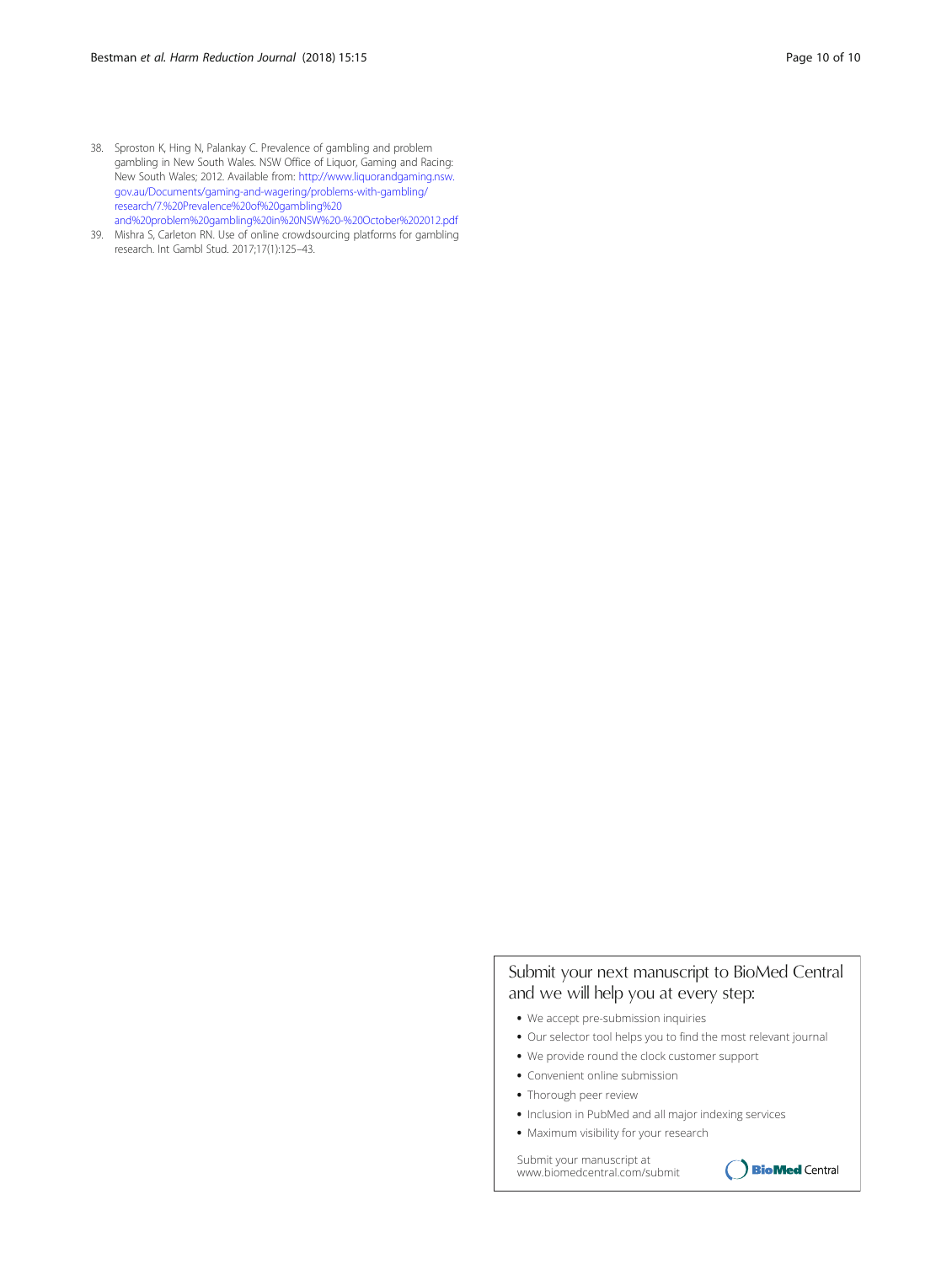38. Sproston K, Hing N, Palankay C. Prevalence of gambling and problem gambling in New South Wales. NSW Office of Liquor, Gaming and Racing: New South Wales; 2012. Available from: http://www.liquorandgaming.nsw.gov.au/Documents/gaming-and-wagering/problems-with-gambling/research/7.%20Prevalence%20of%20gambling%20and%20problem%20gambling%20in%20NSW%20-%20October%202012.pdf
39. Mishra S, Carleton RN. Use of online crowdsourcing platforms for gambling research. Int Gambl Stud. 2017;17(1):125–43.

Submit your next manuscript to BioMed Central and we will help you at every step:

- We accept pre-submission inquiries
- Our selector tool helps you to find the most relevant journal
- We provide round the clock customer support
- Convenient online submission
- Thorough peer review
- Inclusion in PubMed and all major indexing services
- Maximum visibility for your research

Submit your manuscript at
www.biomedcentral.com/submit

BioMed Central